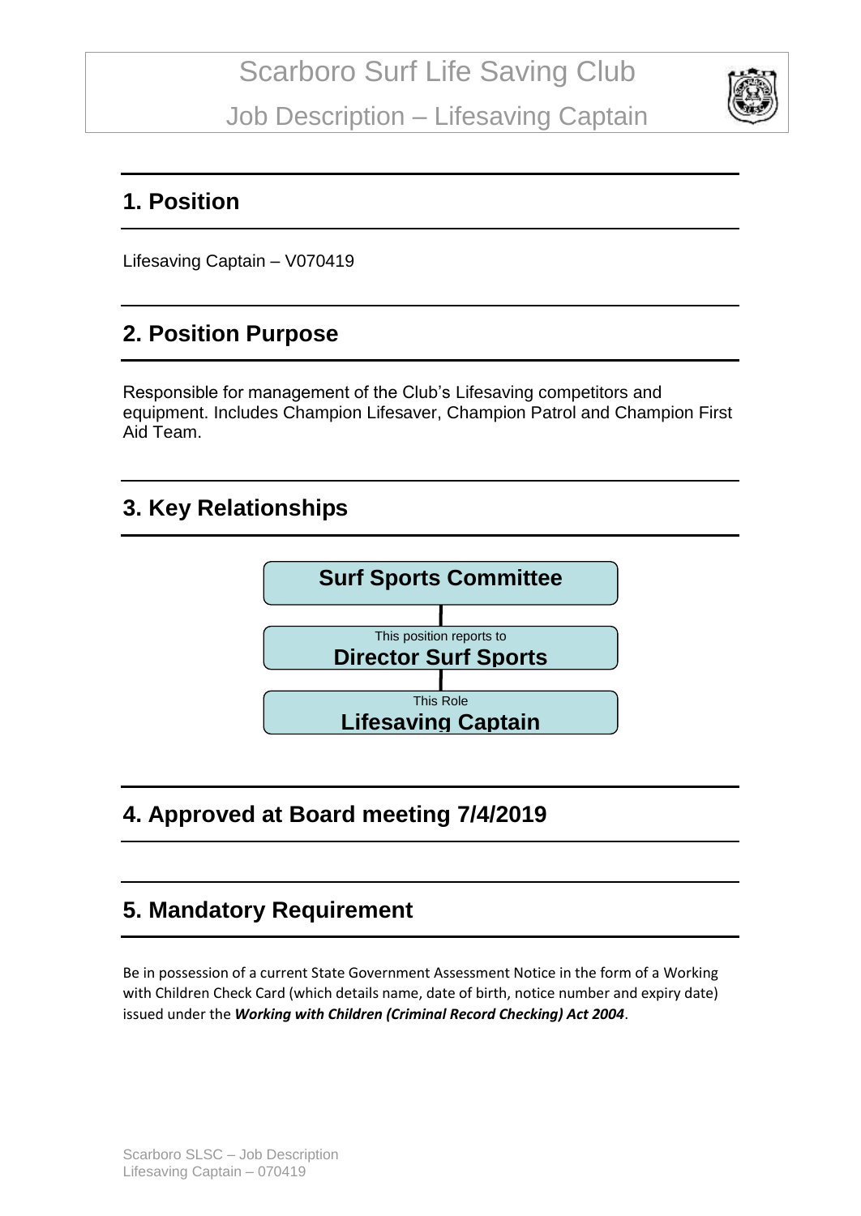# Scarboro Surf Life Saving Club

## Job Description – Lifesaving Captain

## 1. Position

Lifesaving Captain – V070419

## 2. Position Purpose

Responsible for management of the Club's Lifesaving competitors and equipment. Includes Champion Lifesaver, Champion Patrol and Champion First Aid Team.

## 3. Key Relationships

**Surf Sports Committee**

This position reports to
**Director Surf Sports**

This Role
**Lifesaving Captain**

## 4. Approved at Board meeting 7/4/2019

## 5. Mandatory Requirement

Be in possession of a current State Government Assessment Notice in the form of a Working with Children Check Card (which details name, date of birth, notice number and expiry date) issued under the ***Working with Children (Criminal Record Checking) Act 2004***.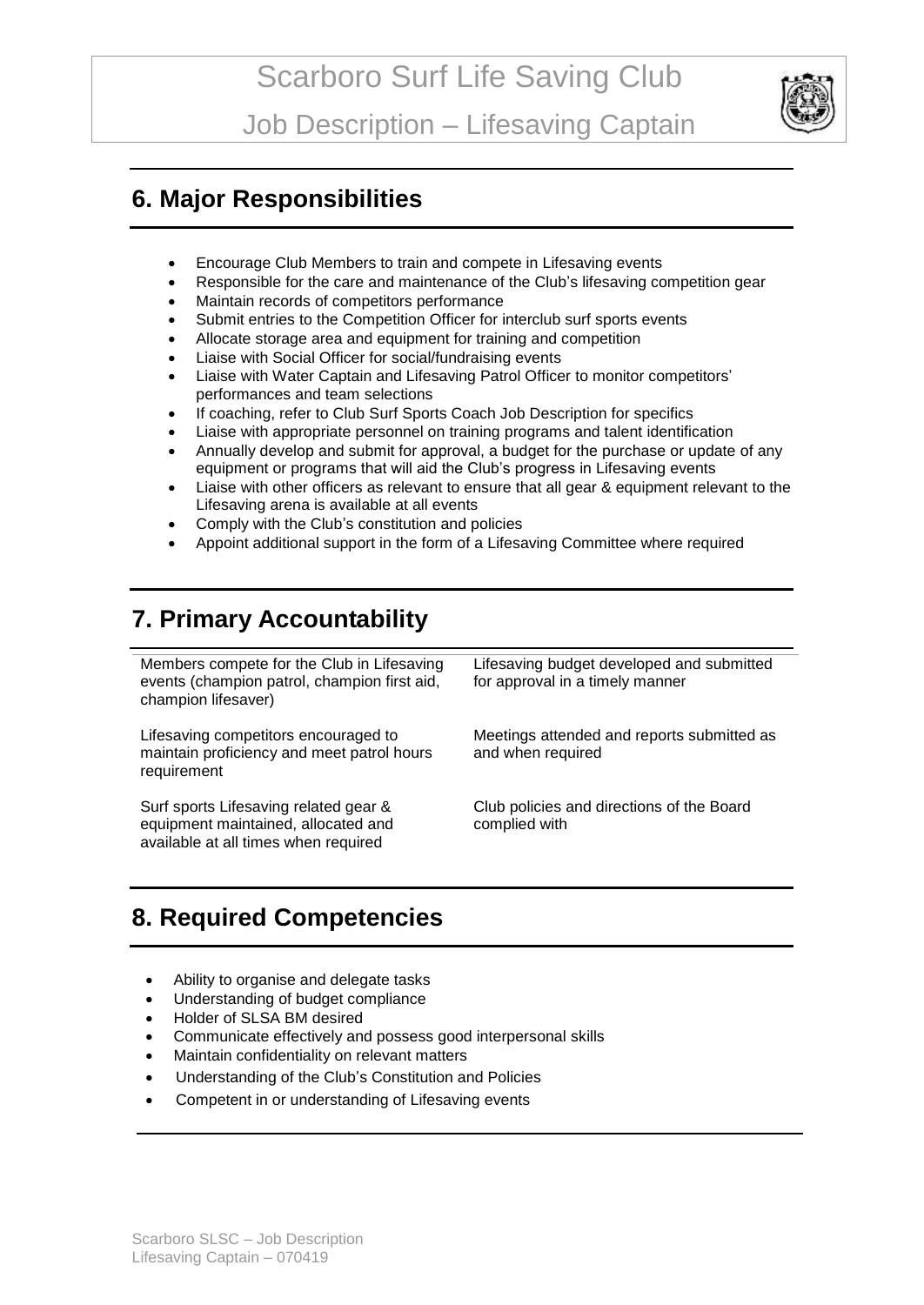## 6. Major Responsibilities

- Encourage Club Members to train and compete in Lifesaving events
- Responsible for the care and maintenance of the Club's lifesaving competition gear
- Maintain records of competitors performance
- Submit entries to the Competition Officer for interclub surf sports events
- Allocate storage area and equipment for training and competition
- Liaise with Social Officer for social/fundraising events
- Liaise with Water Captain and Lifesaving Patrol Officer to monitor competitors' performances and team selections
- If coaching, refer to Club Surf Sports Coach Job Description for specifics
- Liaise with appropriate personnel on training programs and talent identification
- Annually develop and submit for approval, a budget for the purchase or update of any equipment or programs that will aid the Club's progress in Lifesaving events
- Liaise with other officers as relevant to ensure that all gear & equipment relevant to the Lifesaving arena is available at all events
- Comply with the Club's constitution and policies
- Appoint additional support in the form of a Lifesaving Committee where required

## 7. Primary Accountability

| | |
|---|---|
| Members compete for the Club in Lifesaving events (champion patrol, champion first aid, champion lifesaver) | Lifesaving budget developed and submitted for approval in a timely manner |
| Lifesaving competitors encouraged to maintain proficiency and meet patrol hours requirement | Meetings attended and reports submitted as and when required |
| Surf sports Lifesaving related gear & equipment maintained, allocated and available at all times when required | Club policies and directions of the Board complied with |

## 8. Required Competencies

- Ability to organise and delegate tasks
- Understanding of budget compliance
- Holder of SLSA BM desired
- Communicate effectively and possess good interpersonal skills
- Maintain confidentiality on relevant matters
- Understanding of the Club's Constitution and Policies
- Competent in or understanding of Lifesaving events